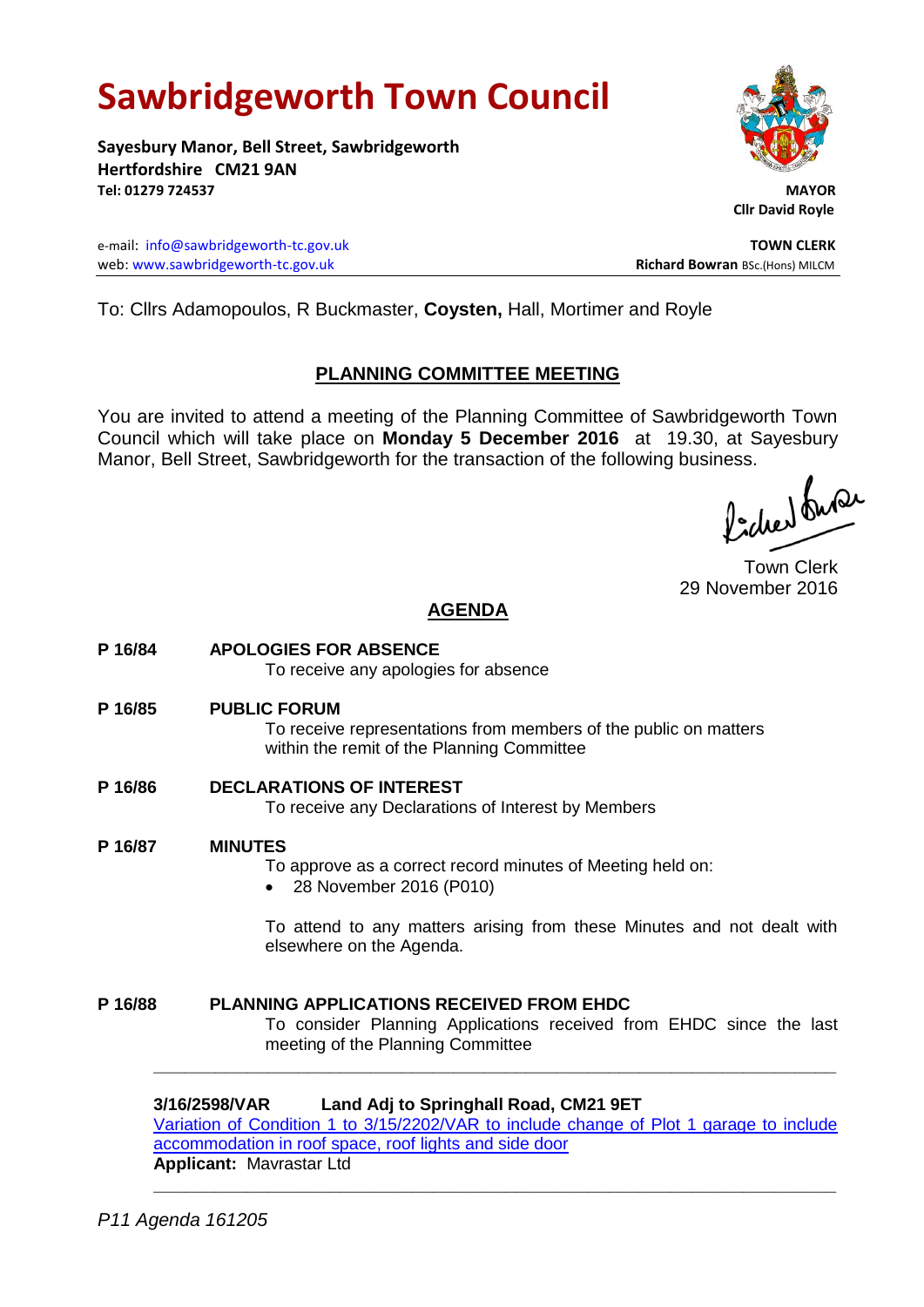# Sawbridgeworth Town Council

**Sayesbury Manor, Bell Street, Sawbridgeworth**
**Hertfordshire CM21 9AN**
**Tel: 01279 724537**

**MAYOR**
**Cllr David Royle**

e-mail: info@sawbridgeworth-tc.gov.uk
web: www.sawbridgeworth-tc.gov.uk

**TOWN CLERK**
**Richard Bowran** BSc.(Hons) MILCM

To: Cllrs Adamopoulos, R Buckmaster, **Coysten,** Hall, Mortimer and Royle

## PLANNING COMMITTEE MEETING

You are invited to attend a meeting of the Planning Committee of Sawbridgeworth Town Council which will take place on **Monday 5 December 2016** at 19.30, at Sayesbury Manor, Bell Street, Sawbridgeworth for the transaction of the following business.

Town Clerk
29 November 2016

## AGENDA

**P 16/84 APOLOGIES FOR ABSENCE**
To receive any apologies for absence

**P 16/85 PUBLIC FORUM**
To receive representations from members of the public on matters within the remit of the Planning Committee

**P 16/86 DECLARATIONS OF INTEREST**
To receive any Declarations of Interest by Members

**P 16/87 MINUTES**
To approve as a correct record minutes of Meeting held on:

- 28 November 2016 (P010)

To attend to any matters arising from these Minutes and not dealt with elsewhere on the Agenda.

**P 16/88 PLANNING APPLICATIONS RECEIVED FROM EHDC**
To consider Planning Applications received from EHDC since the last meeting of the Planning Committee

---

**3/16/2598/VAR Land Adj to Springhall Road, CM21 9ET**
Variation of Condition 1 to 3/15/2202/VAR to include change of Plot 1 garage to include accommodation in roof space, roof lights and side door
**Applicant:** Mavrastar Ltd

---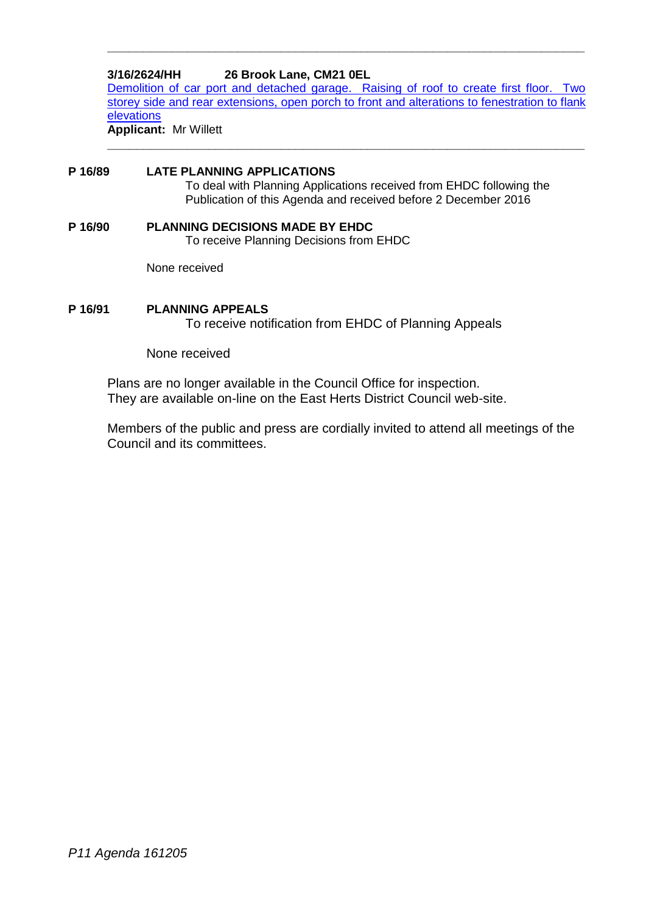---

**3/16/2624/HH 26 Brook Lane, CM21 0EL**

Demolition of car port and detached garage. Raising of roof to create first floor. Two storey side and rear extensions, open porch to front and alterations to fenestration to flank elevations

**Applicant:** Mr Willett

---

**P 16/89 LATE PLANNING APPLICATIONS**

To deal with Planning Applications received from EHDC following the Publication of this Agenda and received before 2 December 2016

**P 16/90 PLANNING DECISIONS MADE BY EHDC**

To receive Planning Decisions from EHDC

None received

**P 16/91 PLANNING APPEALS**

To receive notification from EHDC of Planning Appeals

None received

Plans are no longer available in the Council Office for inspection.
They are available on-line on the East Herts District Council web-site.

Members of the public and press are cordially invited to attend all meetings of the Council and its committees.

*P11 Agenda 161205*